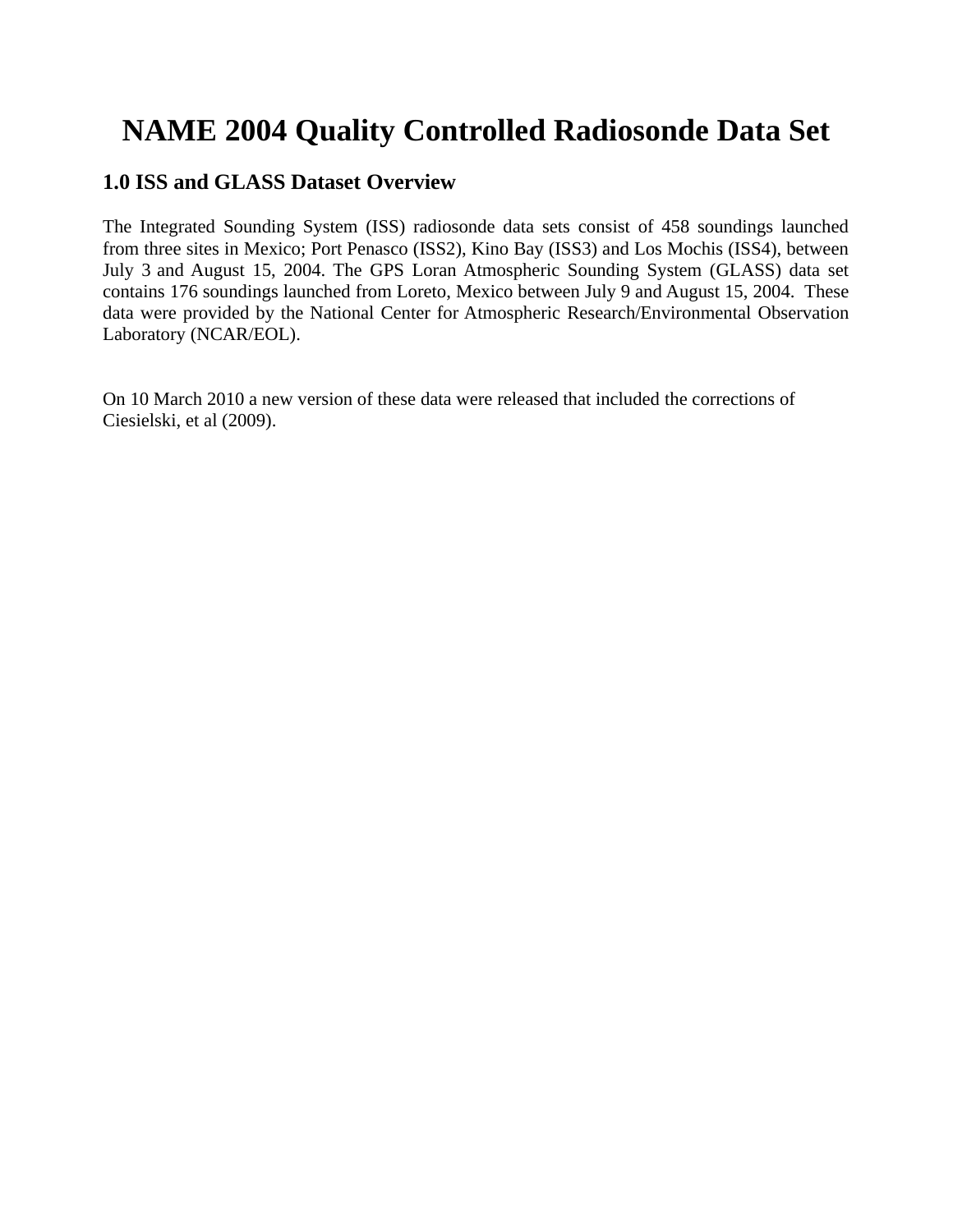# NAME 2004 Quality Controlled Radiosonde Data Set

## 1.0 ISS and GLASS Dataset Overview

The Integrated Sounding System (ISS) radiosonde data sets consist of 458 soundings launched from three sites in Mexico; Port Penasco (ISS2), Kino Bay (ISS3) and Los Mochis (ISS4), between July 3 and August 15, 2004. The GPS Loran Atmospheric Sounding System (GLASS) data set contains 176 soundings launched from Loreto, Mexico between July 9 and August 15, 2004. These data were provided by the National Center for Atmospheric Research/Environmental Observation Laboratory (NCAR/EOL).

On 10 March 2010 a new version of these data were released that included the corrections of Ciesielski, et al (2009).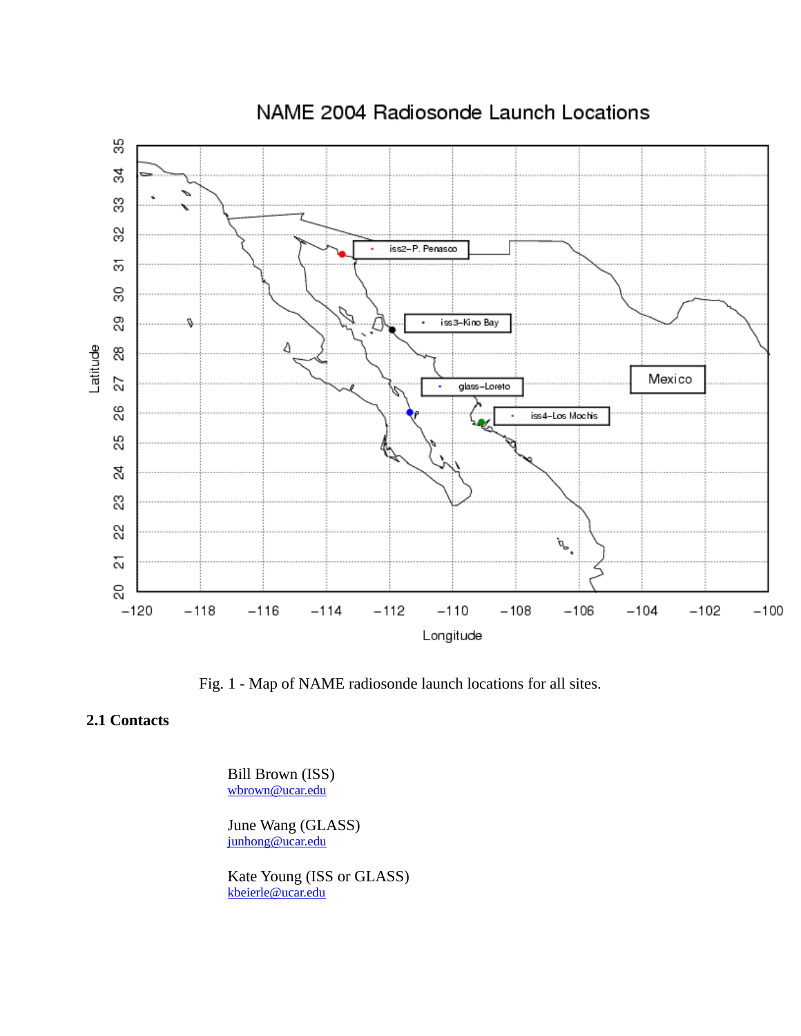Fig. 1 - Map of NAME radiosonde launch locations for all sites.

### 2.1 Contacts

Bill Brown (ISS)
wbrown@ucar.edu

June Wang (GLASS)
junhong@ucar.edu

Kate Young (ISS or GLASS)
kbeierle@ucar.edu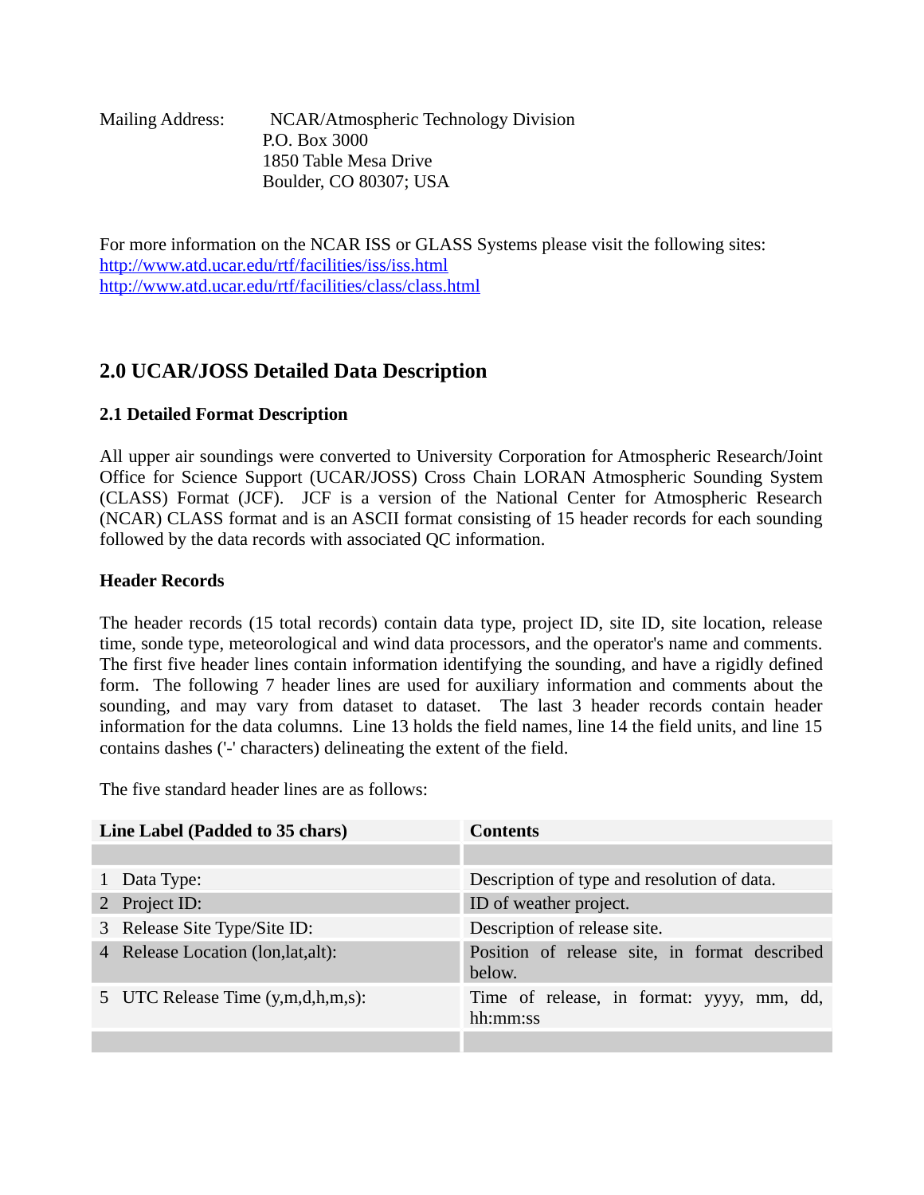Mailing Address: NCAR/Atmospheric Technology Division
P.O. Box 3000
1850 Table Mesa Drive
Boulder, CO 80307; USA

For more information on the NCAR ISS or GLASS Systems please visit the following sites:
http://www.atd.ucar.edu/rtf/facilities/iss/iss.html
http://www.atd.ucar.edu/rtf/facilities/class/class.html

## 2.0 UCAR/JOSS Detailed Data Description

### 2.1 Detailed Format Description

All upper air soundings were converted to University Corporation for Atmospheric Research/Joint Office for Science Support (UCAR/JOSS) Cross Chain LORAN Atmospheric Sounding System (CLASS) Format (JCF). JCF is a version of the National Center for Atmospheric Research (NCAR) CLASS format and is an ASCII format consisting of 15 header records for each sounding followed by the data records with associated QC information.

**Header Records**

The header records (15 total records) contain data type, project ID, site ID, site location, release time, sonde type, meteorological and wind data processors, and the operator's name and comments. The first five header lines contain information identifying the sounding, and have a rigidly defined form. The following 7 header lines are used for auxiliary information and comments about the sounding, and may vary from dataset to dataset. The last 3 header records contain header information for the data columns. Line 13 holds the field names, line 14 the field units, and line 15 contains dashes ('-' characters) delineating the extent of the field.

The five standard header lines are as follows:

| Line Label (Padded to 35 chars) | Contents |
|---|---|
| | |
| 1 Data Type: | Description of type and resolution of data. |
| 2 Project ID: | ID of weather project. |
| 3 Release Site Type/Site ID: | Description of release site. |
| 4 Release Location (lon,lat,alt): | Position of release site, in format described below. |
| 5 UTC Release Time (y,m,d,h,m,s): | Time of release, in format: yyyy, mm, dd, hh:mm:ss |
| | |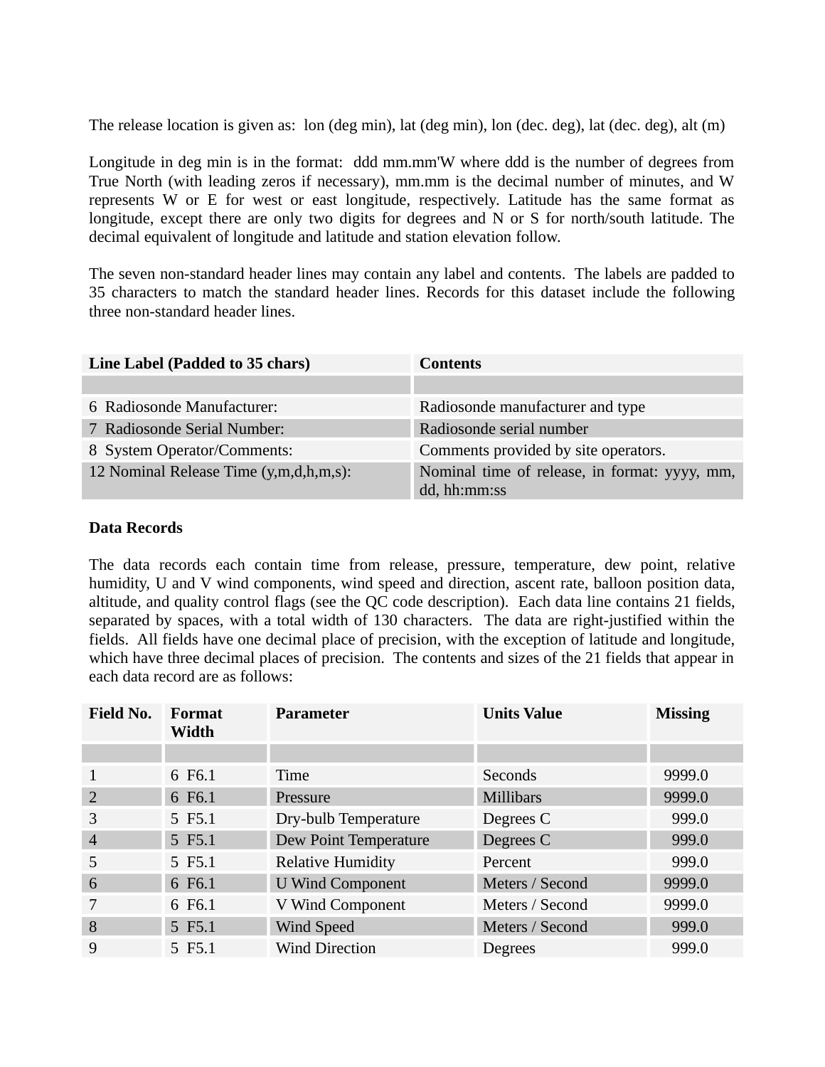The release location is given as: lon (deg min), lat (deg min), lon (dec. deg), lat (dec. deg), alt (m)

Longitude in deg min is in the format: ddd mm.mm'W where ddd is the number of degrees from True North (with leading zeros if necessary), mm.mm is the decimal number of minutes, and W represents W or E for west or east longitude, respectively. Latitude has the same format as longitude, except there are only two digits for degrees and N or S for north/south latitude. The decimal equivalent of longitude and latitude and station elevation follow.

The seven non-standard header lines may contain any label and contents. The labels are padded to 35 characters to match the standard header lines. Records for this dataset include the following three non-standard header lines.

| Line Label (Padded to 35 chars) | Contents |
|---|---|
| | |
| 6 Radiosonde Manufacturer: | Radiosonde manufacturer and type |
| 7 Radiosonde Serial Number: | Radiosonde serial number |
| 8 System Operator/Comments: | Comments provided by site operators. |
| 12 Nominal Release Time (y,m,d,h,m,s): | Nominal time of release, in format: yyyy, mm, dd, hh:mm:ss |

**Data Records**

The data records each contain time from release, pressure, temperature, dew point, relative humidity, U and V wind components, wind speed and direction, ascent rate, balloon position data, altitude, and quality control flags (see the QC code description). Each data line contains 21 fields, separated by spaces, with a total width of 130 characters. The data are right-justified within the fields. All fields have one decimal place of precision, with the exception of latitude and longitude, which have three decimal places of precision. The contents and sizes of the 21 fields that appear in each data record are as follows:

| Field No. | Format Width | Parameter | Units Value | Missing |
|---|---|---|---|---|
| | | | | |
| 1 | 6 F6.1 | Time | Seconds | 9999.0 |
| 2 | 6 F6.1 | Pressure | Millibars | 9999.0 |
| 3 | 5 F5.1 | Dry-bulb Temperature | Degrees C | 999.0 |
| 4 | 5 F5.1 | Dew Point Temperature | Degrees C | 999.0 |
| 5 | 5 F5.1 | Relative Humidity | Percent | 999.0 |
| 6 | 6 F6.1 | U Wind Component | Meters / Second | 9999.0 |
| 7 | 6 F6.1 | V Wind Component | Meters / Second | 9999.0 |
| 8 | 5 F5.1 | Wind Speed | Meters / Second | 999.0 |
| 9 | 5 F5.1 | Wind Direction | Degrees | 999.0 |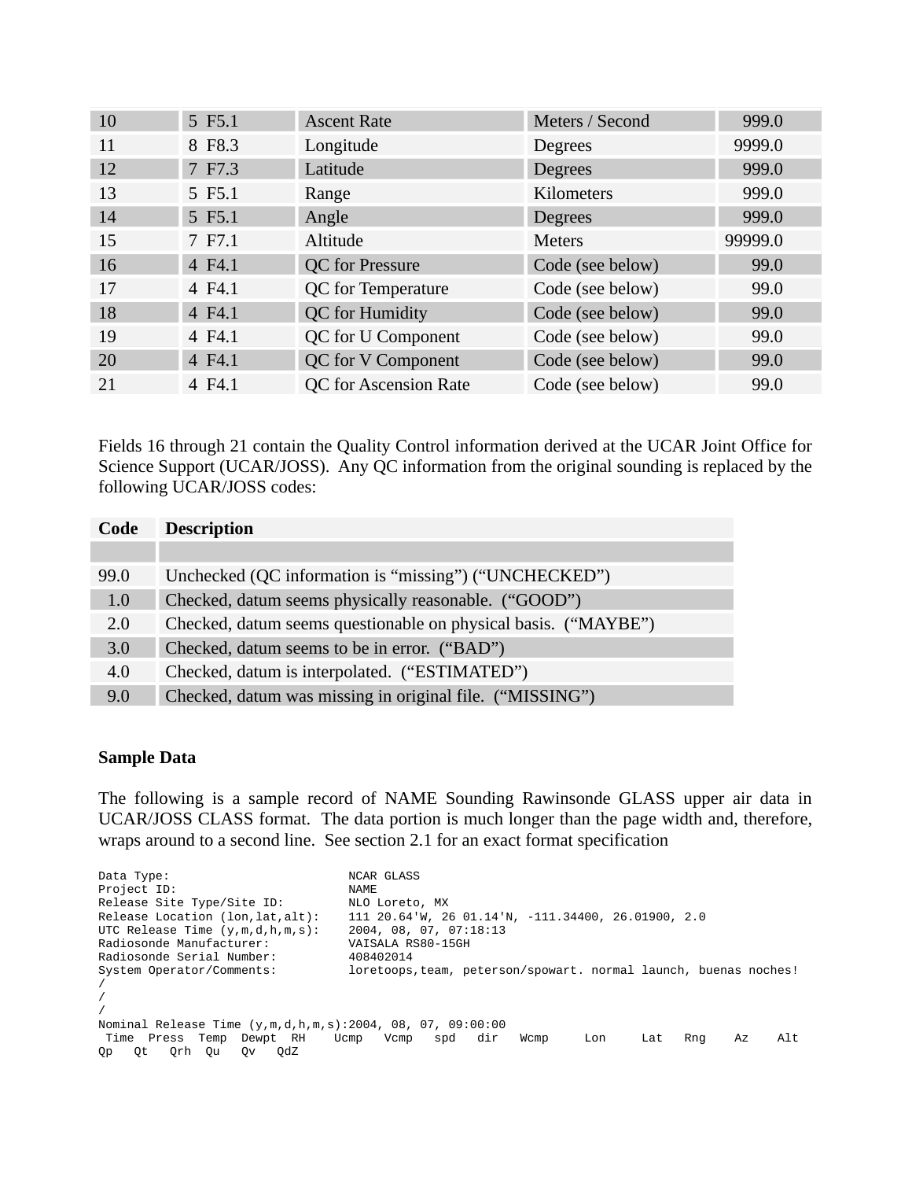| 10 | 5 F5.1 | Ascent Rate | Meters / Second | 999.0 |
|---|---|---|---|---|
| 11 | 8 F8.3 | Longitude | Degrees | 9999.0 |
| 12 | 7 F7.3 | Latitude | Degrees | 999.0 |
| 13 | 5 F5.1 | Range | Kilometers | 999.0 |
| 14 | 5 F5.1 | Angle | Degrees | 999.0 |
| 15 | 7 F7.1 | Altitude | Meters | 99999.0 |
| 16 | 4 F4.1 | QC for Pressure | Code (see below) | 99.0 |
| 17 | 4 F4.1 | QC for Temperature | Code (see below) | 99.0 |
| 18 | 4 F4.1 | QC for Humidity | Code (see below) | 99.0 |
| 19 | 4 F4.1 | QC for U Component | Code (see below) | 99.0 |
| 20 | 4 F4.1 | QC for V Component | Code (see below) | 99.0 |
| 21 | 4 F4.1 | QC for Ascension Rate | Code (see below) | 99.0 |

Fields 16 through 21 contain the Quality Control information derived at the UCAR Joint Office for Science Support (UCAR/JOSS). Any QC information from the original sounding is replaced by the following UCAR/JOSS codes:

| Code | Description |
|---|---|
| | |
| 99.0 | Unchecked (QC information is "missing") ("UNCHECKED") |
| 1.0 | Checked, datum seems physically reasonable. ("GOOD") |
| 2.0 | Checked, datum seems questionable on physical basis. ("MAYBE") |
| 3.0 | Checked, datum seems to be in error. ("BAD") |
| 4.0 | Checked, datum is interpolated. ("ESTIMATED") |
| 9.0 | Checked, datum was missing in original file. ("MISSING") |

**Sample Data**

The following is a sample record of NAME Sounding Rawinsonde GLASS upper air data in UCAR/JOSS CLASS format. The data portion is much longer than the page width and, therefore, wraps around to a second line. See section 2.1 for an exact format specification

```
Data Type:                          NCAR GLASS
Project ID:                         NAME
Release Site Type/Site ID:          NLO Loreto, MX
Release Location (lon,lat,alt):     111 20.64'W, 26 01.14'N, -111.34400, 26.01900, 2.0
UTC Release Time (y,m,d,h,m,s):     2004, 08, 07, 07:18:13
Radiosonde Manufacturer:            VAISALA RS80-15GH
Radiosonde Serial Number:           408402014
System Operator/Comments:           loretoops,team, peterson/spowart. normal launch, buenas noches!
/
/
/
Nominal Release Time (y,m,d,h,m,s):2004, 08, 07, 09:00:00
 Time  Press  Temp  Dewpt  RH    Ucmp   Vcmp   spd   dir   Wcmp     Lon     Lat   Rng    Az    Alt
Qp   Qt   Qrh  Qu   Qv   QdZ
```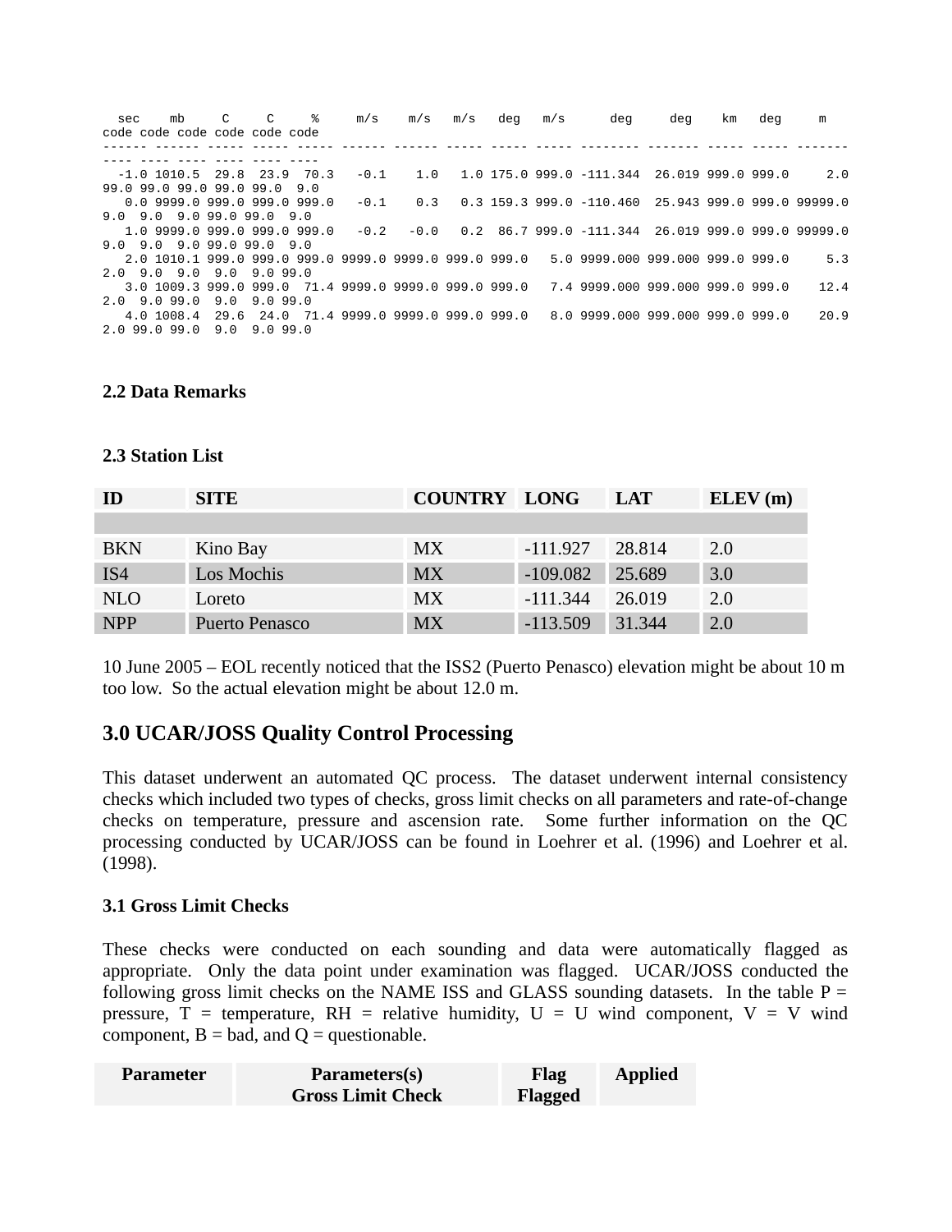```
  sec    mb     C     C     %     m/s    m/s   m/s   deg   m/s      deg     deg    km   deg     m
code code code code code code
------ ------ ----- ----- ----- ------ ------ ----- ----- ----- -------- ------- ----- ----- -------
---- ---- ---- ---- ---- ----
  -1.0 1010.5  29.8  23.9  70.3   -0.1    1.0   1.0 175.0 999.0 -111.344  26.019 999.0 999.0     2.0
99.0 99.0 99.0 99.0 99.0  9.0
   0.0 9999.0 999.0 999.0 999.0   -0.1    0.3   0.3 159.3 999.0 -110.460  25.943 999.0 999.0 99999.0
9.0  9.0  9.0 99.0 99.0  9.0
   1.0 9999.0 999.0 999.0 999.0   -0.2   -0.0   0.2  86.7 999.0 -111.344  26.019 999.0 999.0 99999.0
9.0  9.0  9.0 99.0 99.0  9.0
   2.0 1010.1 999.0 999.0 999.0 9999.0 9999.0 999.0 999.0   5.0 9999.000 999.000 999.0 999.0     5.3
2.0  9.0  9.0  9.0  9.0 99.0
   3.0 1009.3 999.0 999.0  71.4 9999.0 9999.0 999.0 999.0   7.4 9999.000 999.000 999.0 999.0    12.4
2.0  9.0 99.0  9.0  9.0 99.0
   4.0 1008.4  29.6  24.0  71.4 9999.0 9999.0 999.0 999.0   8.0 9999.000 999.000 999.0 999.0    20.9
2.0 99.0 99.0  9.0  9.0 99.0
```

### 2.2 Data Remarks

### 2.3 Station List

| ID | SITE | COUNTRY | LONG | LAT | ELEV (m) |
|---|---|---|---|---|---|
| | | | | | |
| BKN | Kino Bay | MX | -111.927 | 28.814 | 2.0 |
| IS4 | Los Mochis | MX | -109.082 | 25.689 | 3.0 |
| NLO | Loreto | MX | -111.344 | 26.019 | 2.0 |
| NPP | Puerto Penasco | MX | -113.509 | 31.344 | 2.0 |

10 June 2005 – EOL recently noticed that the ISS2 (Puerto Penasco) elevation might be about 10 m too low. So the actual elevation might be about 12.0 m.

## 3.0 UCAR/JOSS Quality Control Processing

This dataset underwent an automated QC process. The dataset underwent internal consistency checks which included two types of checks, gross limit checks on all parameters and rate-of-change checks on temperature, pressure and ascension rate. Some further information on the QC processing conducted by UCAR/JOSS can be found in Loehrer et al. (1996) and Loehrer et al. (1998).

### 3.1 Gross Limit Checks

These checks were conducted on each sounding and data were automatically flagged as appropriate. Only the data point under examination was flagged. UCAR/JOSS conducted the following gross limit checks on the NAME ISS and GLASS sounding datasets. In the table P = pressure, T = temperature, RH = relative humidity, U = U wind component, V = V wind component, B = bad, and Q = questionable.

| Parameter | Parameters(s) Gross Limit Check | Flag Flagged | Applied |
|---|---|---|---|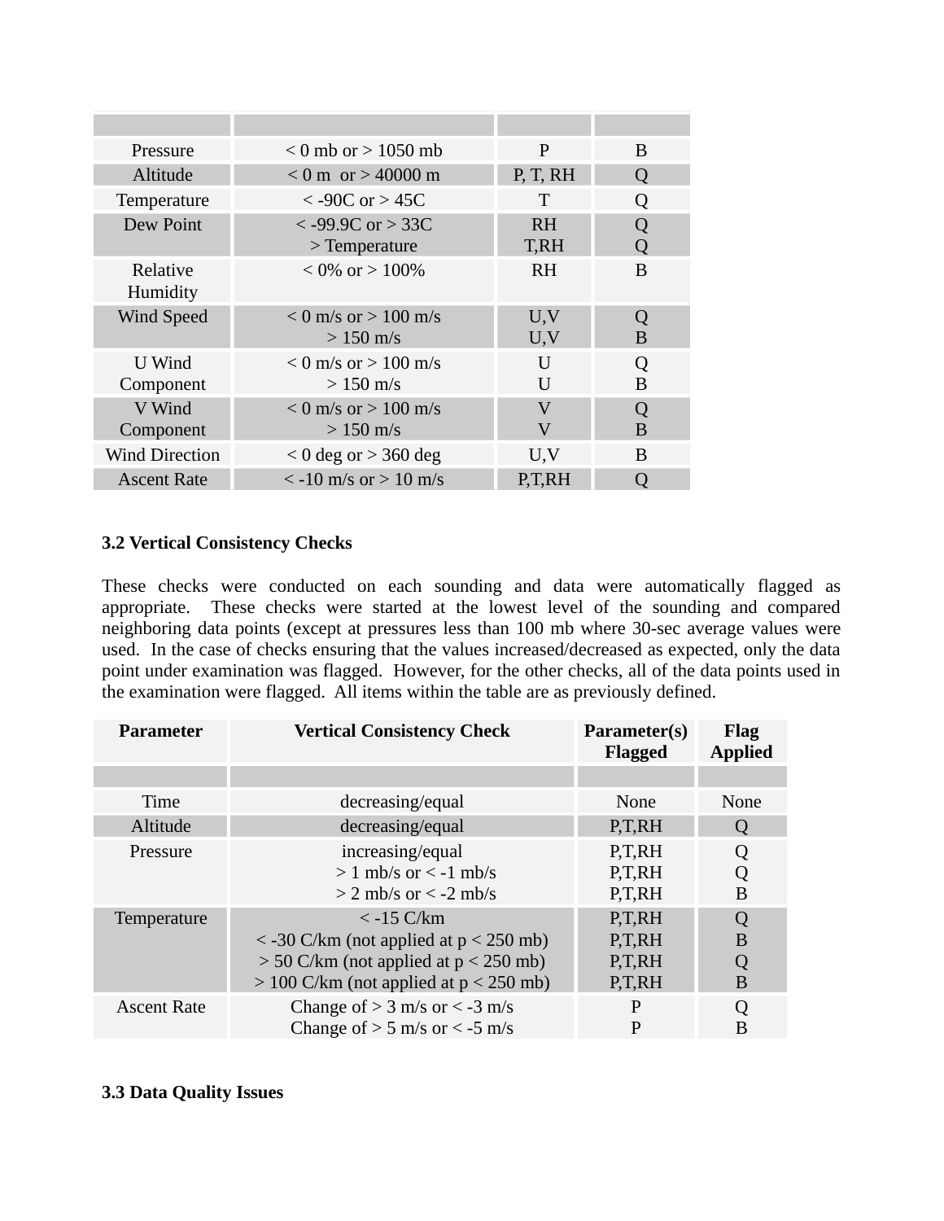| | | | |
|---|---|---|---|
| | | | |
| Pressure | < 0 mb or > 1050 mb | P | B |
| Altitude | < 0 m or > 40000 m | P, T, RH | Q |
| Temperature | < -90C or > 45C | T | Q |
| Dew Point | < -99.9C or > 33C<br>> Temperature | RH<br>T,RH | Q<br>Q |
| Relative Humidity | < 0% or > 100% | RH | B |
| Wind Speed | < 0 m/s or > 100 m/s<br>> 150 m/s | U,V<br>U,V | Q<br>B |
| U Wind Component | < 0 m/s or > 100 m/s<br>> 150 m/s | U<br>U | Q<br>B |
| V Wind Component | < 0 m/s or > 100 m/s<br>> 150 m/s | V<br>V | Q<br>B |
| Wind Direction | < 0 deg or > 360 deg | U,V | B |
| Ascent Rate | < -10 m/s or > 10 m/s | P,T,RH | Q |

### 3.2 Vertical Consistency Checks

These checks were conducted on each sounding and data were automatically flagged as appropriate. These checks were started at the lowest level of the sounding and compared neighboring data points (except at pressures less than 100 mb where 30-sec average values were used. In the case of checks ensuring that the values increased/decreased as expected, only the data point under examination was flagged. However, for the other checks, all of the data points used in the examination were flagged. All items within the table are as previously defined.

| Parameter | Vertical Consistency Check | Parameter(s) Flagged | Flag Applied |
|---|---|---|---|
| | | | |
| Time | decreasing/equal | None | None |
| Altitude | decreasing/equal | P,T,RH | Q |
| Pressure | increasing/equal<br>> 1 mb/s or < -1 mb/s<br>> 2 mb/s or < -2 mb/s | P,T,RH<br>P,T,RH<br>P,T,RH | Q<br>Q<br>B |
| Temperature | < -15 C/km<br>< -30 C/km (not applied at p < 250 mb)<br>> 50 C/km (not applied at p < 250 mb)<br>> 100 C/km (not applied at p < 250 mb) | P,T,RH<br>P,T,RH<br>P,T,RH<br>P,T,RH | Q<br>B<br>Q<br>B |
| Ascent Rate | Change of > 3 m/s or < -3 m/s<br>Change of > 5 m/s or < -5 m/s | P<br>P | Q<br>B |

### 3.3 Data Quality Issues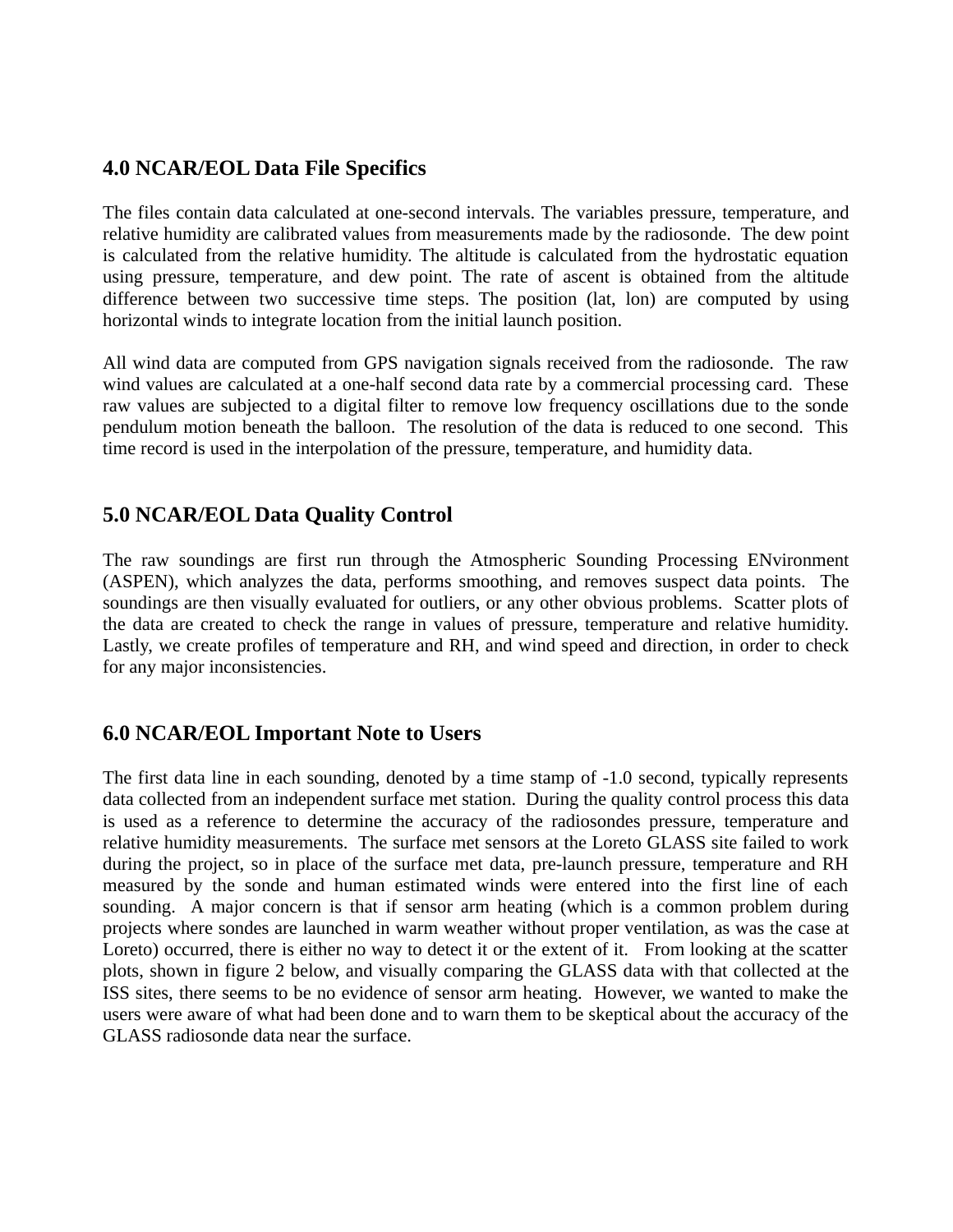## 4.0 NCAR/EOL Data File Specifics

The files contain data calculated at one-second intervals. The variables pressure, temperature, and relative humidity are calibrated values from measurements made by the radiosonde. The dew point is calculated from the relative humidity. The altitude is calculated from the hydrostatic equation using pressure, temperature, and dew point. The rate of ascent is obtained from the altitude difference between two successive time steps. The position (lat, lon) are computed by using horizontal winds to integrate location from the initial launch position.

All wind data are computed from GPS navigation signals received from the radiosonde. The raw wind values are calculated at a one-half second data rate by a commercial processing card. These raw values are subjected to a digital filter to remove low frequency oscillations due to the sonde pendulum motion beneath the balloon. The resolution of the data is reduced to one second. This time record is used in the interpolation of the pressure, temperature, and humidity data.

## 5.0 NCAR/EOL Data Quality Control

The raw soundings are first run through the Atmospheric Sounding Processing ENvironment (ASPEN), which analyzes the data, performs smoothing, and removes suspect data points. The soundings are then visually evaluated for outliers, or any other obvious problems. Scatter plots of the data are created to check the range in values of pressure, temperature and relative humidity. Lastly, we create profiles of temperature and RH, and wind speed and direction, in order to check for any major inconsistencies.

## 6.0 NCAR/EOL Important Note to Users

The first data line in each sounding, denoted by a time stamp of -1.0 second, typically represents data collected from an independent surface met station. During the quality control process this data is used as a reference to determine the accuracy of the radiosondes pressure, temperature and relative humidity measurements. The surface met sensors at the Loreto GLASS site failed to work during the project, so in place of the surface met data, pre-launch pressure, temperature and RH measured by the sonde and human estimated winds were entered into the first line of each sounding. A major concern is that if sensor arm heating (which is a common problem during projects where sondes are launched in warm weather without proper ventilation, as was the case at Loreto) occurred, there is either no way to detect it or the extent of it. From looking at the scatter plots, shown in figure 2 below, and visually comparing the GLASS data with that collected at the ISS sites, there seems to be no evidence of sensor arm heating. However, we wanted to make the users were aware of what had been done and to warn them to be skeptical about the accuracy of the GLASS radiosonde data near the surface.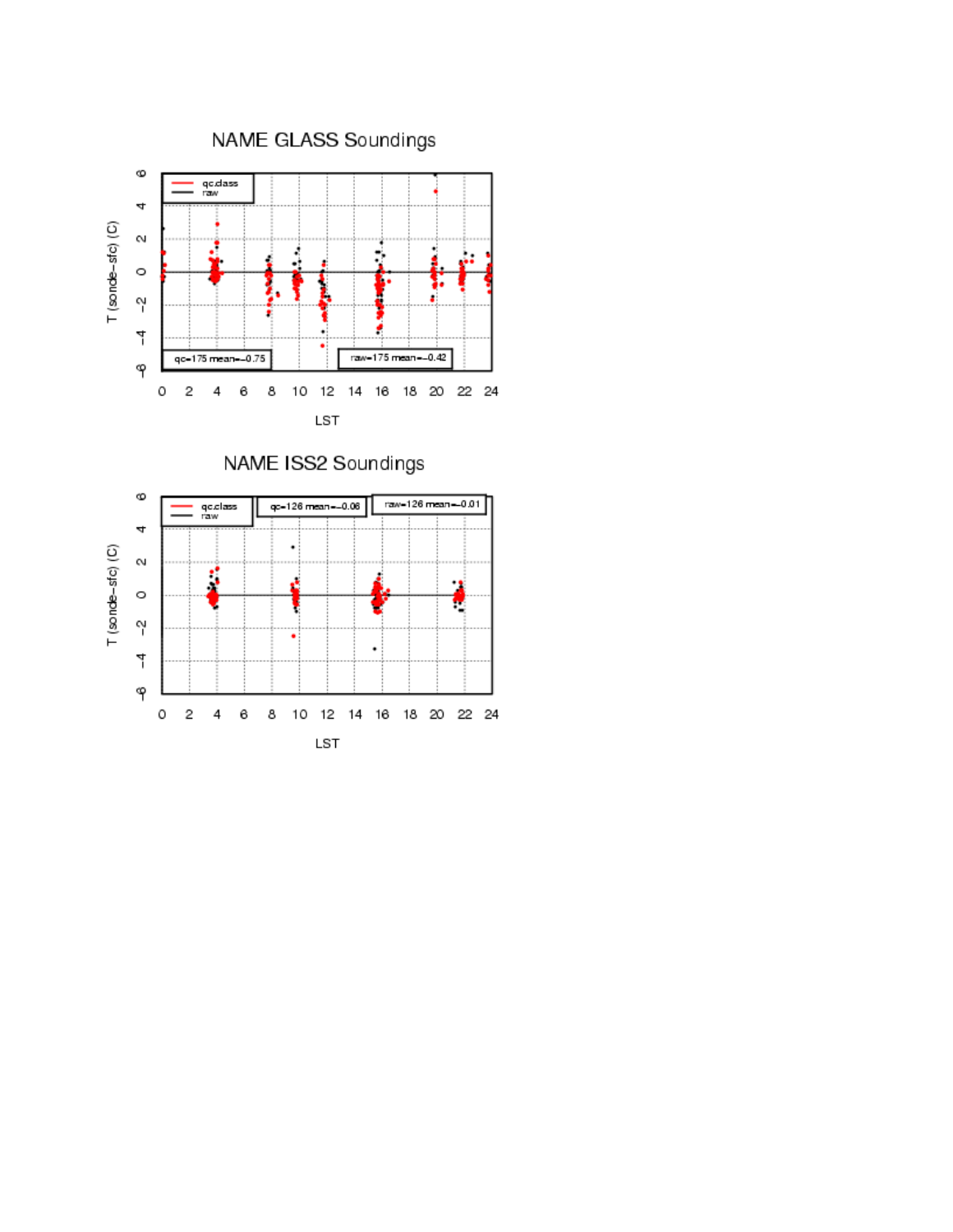NAME GLASS Soundings

qc.class
raw

qc=175 mean=-0.75

raw=175 mean=-0.42

T (sonde-sfc) (C)

LST

NAME ISS2 Soundings

qc.class
raw

qc=126 mean=-0.06

raw=126 mean=-0.01

T (sonde-sfc) (C)

LST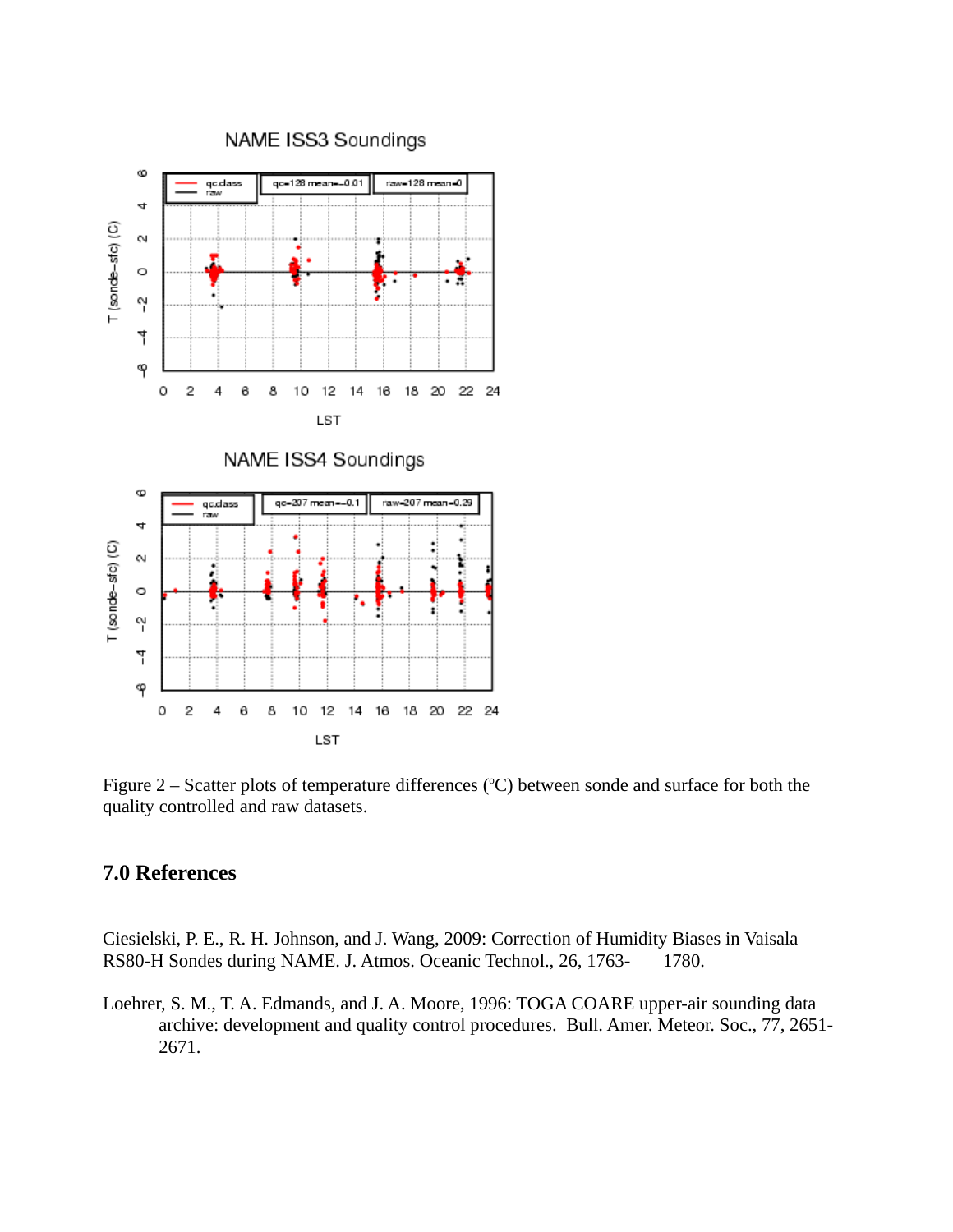Figure 2 – Scatter plots of temperature differences (ºC) between sonde and surface for both the quality controlled and raw datasets.

## 7.0 References

Ciesielski, P. E., R. H. Johnson, and J. Wang, 2009: Correction of Humidity Biases in Vaisala RS80-H Sondes during NAME. J. Atmos. Oceanic Technol., 26, 1763- 1780.

Loehrer, S. M., T. A. Edmands, and J. A. Moore, 1996: TOGA COARE upper-air sounding data archive: development and quality control procedures. Bull. Amer. Meteor. Soc., 77, 2651-2671.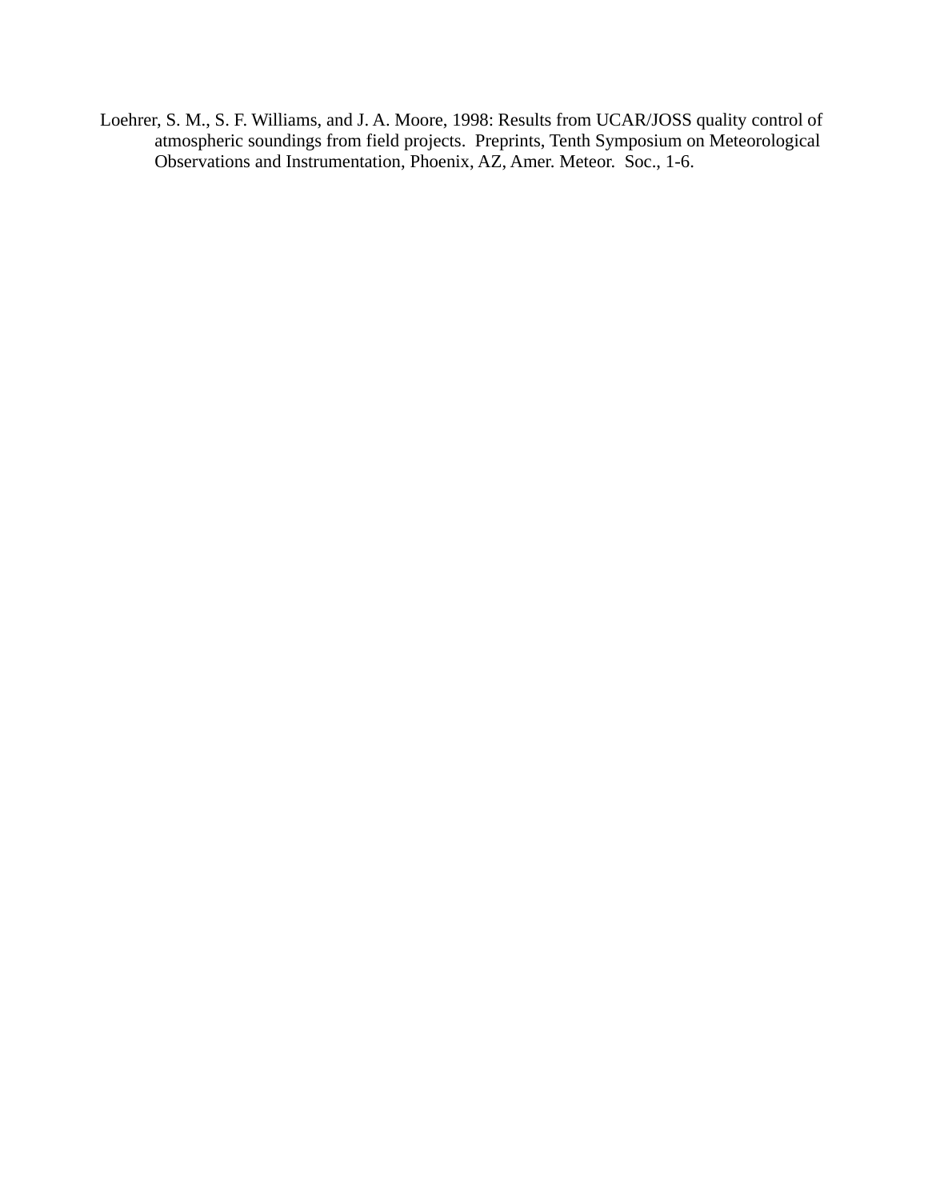Loehrer, S. M., S. F. Williams, and J. A. Moore, 1998: Results from UCAR/JOSS quality control of atmospheric soundings from field projects. Preprints, Tenth Symposium on Meteorological Observations and Instrumentation, Phoenix, AZ, Amer. Meteor. Soc., 1-6.